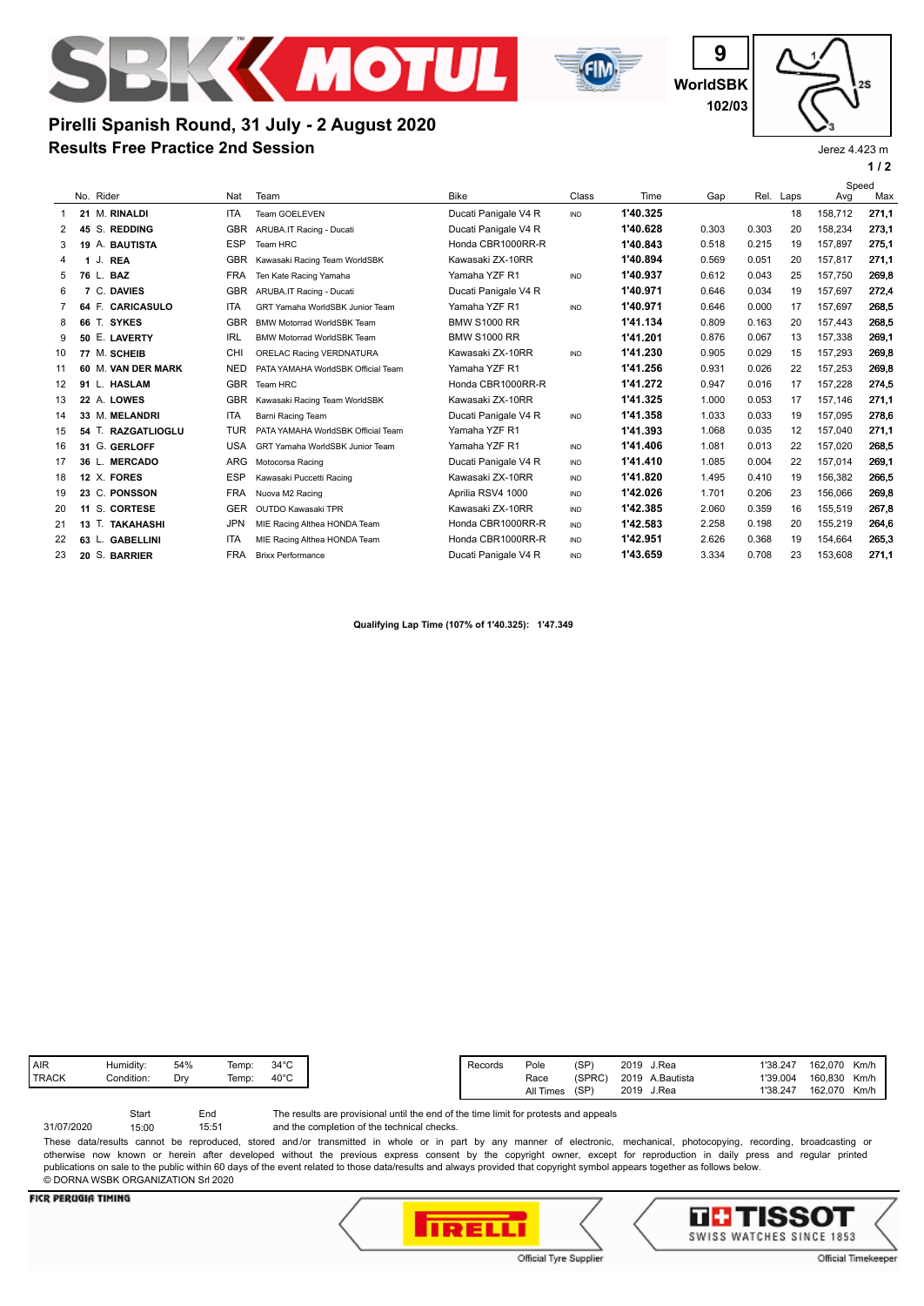9

WorldSBK

102/03

# Pirelli Spanish Round, 31 July - 2 August 2020

## Results Free Practice 2nd Session

Jerez 4.423 m

| | No. | Rider | Nat | Team | Bike | Class | Time | Gap | Rel. | Laps | Speed Avg | Speed Max |
|---|---|---|---|---|---|---|---|---|---|---|---|---|
| 1 | 21 | M. **RINALDI** | ITA | Team GOELEVEN | Ducati Panigale V4 R | IND | **1'40.325** | | | 18 | 158,712 | **271,1** |
| 2 | 45 | S. **REDDING** | GBR | ARUBA.IT Racing - Ducati | Ducati Panigale V4 R | | **1'40.628** | 0.303 | 0.303 | 20 | 158,234 | **273,1** |
| 3 | 19 | A. **BAUTISTA** | ESP | Team HRC | Honda CBR1000RR-R | | **1'40.843** | 0.518 | 0.215 | 19 | 157,897 | **275,1** |
| 4 | 1 | J. **REA** | GBR | Kawasaki Racing Team WorldSBK | Kawasaki ZX-10RR | | **1'40.894** | 0.569 | 0.051 | 20 | 157,817 | **271,1** |
| 5 | 76 | L. **BAZ** | FRA | Ten Kate Racing Yamaha | Yamaha YZF R1 | IND | **1'40.937** | 0.612 | 0.043 | 25 | 157,750 | **269,8** |
| 6 | 7 | C. **DAVIES** | GBR | ARUBA.IT Racing - Ducati | Ducati Panigale V4 R | | **1'40.971** | 0.646 | 0.034 | 19 | 157,697 | **272,4** |
| 7 | 64 | F. **CARICASULO** | ITA | GRT Yamaha WorldSBK Junior Team | Yamaha YZF R1 | IND | **1'40.971** | 0.646 | 0.000 | 17 | 157,697 | **268,5** |
| 8 | 66 | T. **SYKES** | GBR | BMW Motorrad WorldSBK Team | BMW S1000 RR | | **1'41.134** | 0.809 | 0.163 | 20 | 157,443 | **268,5** |
| 9 | 50 | E. **LAVERTY** | IRL | BMW Motorrad WorldSBK Team | BMW S1000 RR | | **1'41.201** | 0.876 | 0.067 | 13 | 157,338 | **269,1** |
| 10 | 77 | M. **SCHEIB** | CHI | ORELAC Racing VERDNATURA | Kawasaki ZX-10RR | IND | **1'41.230** | 0.905 | 0.029 | 15 | 157,293 | **269,8** |
| 11 | 60 | M. **VAN DER MARK** | NED | PATA YAMAHA WorldSBK Official Team | Yamaha YZF R1 | | **1'41.256** | 0.931 | 0.026 | 22 | 157,253 | **269,8** |
| 12 | 91 | L. **HASLAM** | GBR | Team HRC | Honda CBR1000RR-R | | **1'41.272** | 0.947 | 0.016 | 17 | 157,228 | **274,5** |
| 13 | 22 | A. **LOWES** | GBR | Kawasaki Racing Team WorldSBK | Kawasaki ZX-10RR | | **1'41.325** | 1.000 | 0.053 | 17 | 157,146 | **271,1** |
| 14 | 33 | M. **MELANDRI** | ITA | Barni Racing Team | Ducati Panigale V4 R | IND | **1'41.358** | 1.033 | 0.033 | 19 | 157,095 | **278,6** |
| 15 | 54 | T. **RAZGATLIOGLU** | TUR | PATA YAMAHA WorldSBK Official Team | Yamaha YZF R1 | | **1'41.393** | 1.068 | 0.035 | 12 | 157,040 | **271,1** |
| 16 | 31 | G. **GERLOFF** | USA | GRT Yamaha WorldSBK Junior Team | Yamaha YZF R1 | IND | **1'41.406** | 1.081 | 0.013 | 22 | 157,020 | **268,5** |
| 17 | 36 | L. **MERCADO** | ARG | Motocorsa Racing | Ducati Panigale V4 R | IND | **1'41.410** | 1.085 | 0.004 | 22 | 157,014 | **269,1** |
| 18 | 12 | X. **FORES** | ESP | Kawasaki Puccetti Racing | Kawasaki ZX-10RR | IND | **1'41.820** | 1.495 | 0.410 | 19 | 156,382 | **266,5** |
| 19 | 23 | C. **PONSSON** | FRA | Nuova M2 Racing | Aprilia RSV4 1000 | IND | **1'42.026** | 1.701 | 0.206 | 23 | 156,066 | **269,8** |
| 20 | 11 | S. **CORTESE** | GER | OUTDO Kawasaki TPR | Kawasaki ZX-10RR | IND | **1'42.385** | 2.060 | 0.359 | 16 | 155,519 | **267,8** |
| 21 | 13 | T. **TAKAHASHI** | JPN | MIE Racing Althea HONDA Team | Honda CBR1000RR-R | IND | **1'42.583** | 2.258 | 0.198 | 20 | 155,219 | **264,6** |
| 22 | 63 | L. **GABELLINI** | ITA | MIE Racing Althea HONDA Team | Honda CBR1000RR-R | IND | **1'42.951** | 2.626 | 0.368 | 19 | 154,664 | **265,3** |
| 23 | 20 | S. **BARRIER** | FRA | Brixx Performance | Ducati Panigale V4 R | IND | **1'43.659** | 3.334 | 0.708 | 23 | 153,608 | **271,1** |

**Qualifying Lap Time (107% of 1'40.325): 1'47.349**

| | | | | |
|---|---|---|---|---|
| AIR | Humidity: | 54% | Temp: | 34°C |
| TRACK | Condition: | Dry | Temp: | 40°C |

| Records | | | | | | | |
|---|---|---|---|---|---|---|---|
| | Pole | (SP) | 2019 | J.Rea | 1'38.247 | 162,070 | Km/h |
| | Race | (SPRC) | 2019 | A.Bautista | 1'39.004 | 160,830 | Km/h |
| | All Times | (SP) | 2019 | J.Rea | 1'38.247 | 162,070 | Km/h |

| | Start | End |
|---|---|---|
| 31/07/2020 | 15:00 | 15:51 |

The results are provisional until the end of the time limit for protests and appeals and the completion of the technical checks.

These data/results cannot be reproduced, stored and/or transmitted in whole or in part by any manner of electronic, mechanical, photocopying, recording, broadcasting or otherwise now known or herein after developed without the previous express consent by the copyright owner, except for reproduction in daily press and regular printed publications on sale to the public within 60 days of the event related to those data/results and always provided that copyright symbol appears together as follows below.

© DORNA WSBK ORGANIZATION Srl 2020

FICR PERUGIA TIMING

Official Tyre Supplier

Official Timekeeper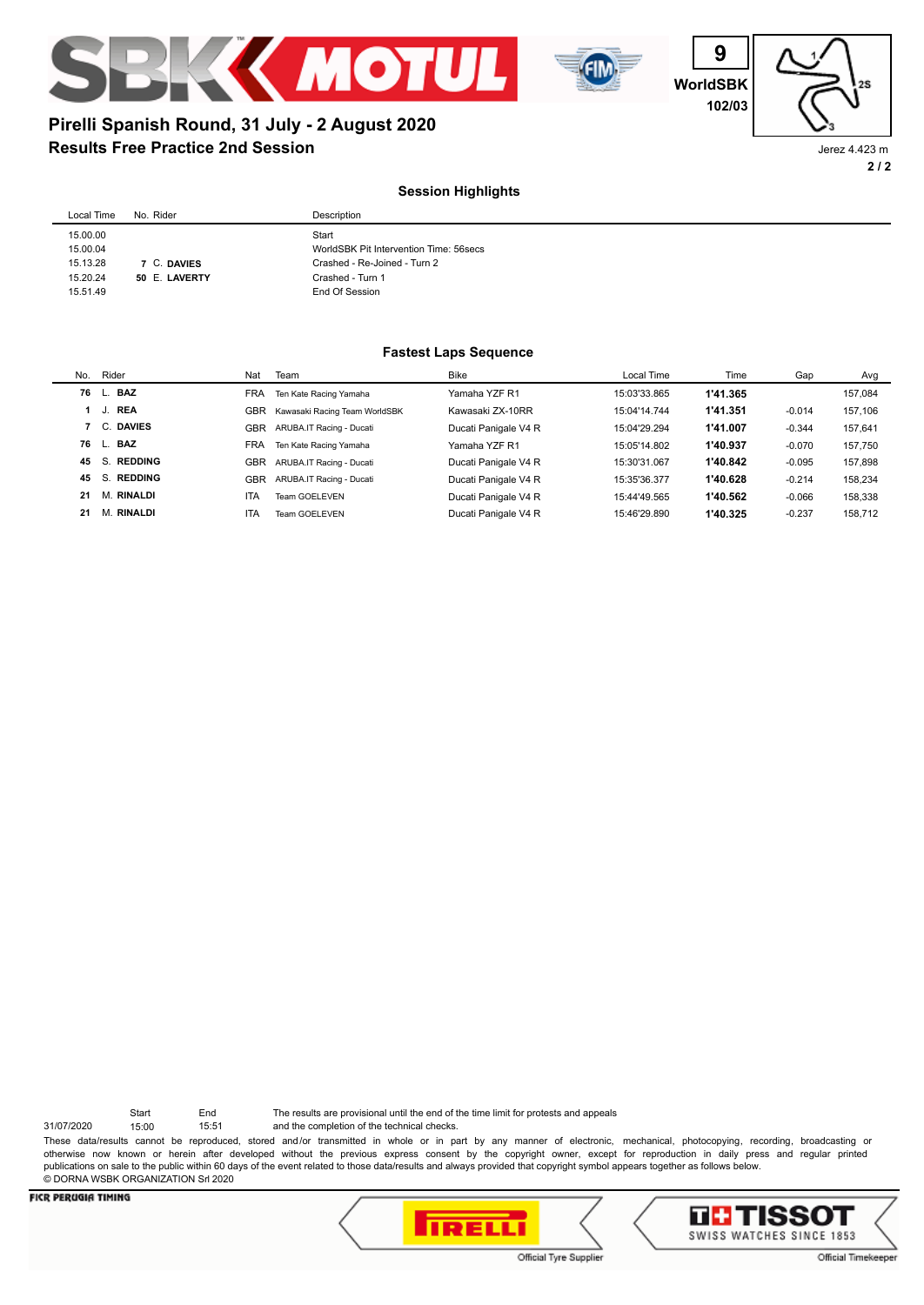9

WorldSBK

102/03

# Pirelli Spanish Round, 31 July - 2 August 2020

## Results Free Practice 2nd Session

Jerez 4.423 m

### Session Highlights

| Local Time | No. Rider | Description |
|---|---|---|
| 15.00.00 | | Start |
| 15.00.04 | | WorldSBK Pit Intervention Time: 56secs |
| 15.13.28 | 7 C. **DAVIES** | Crashed - Re-Joined - Turn 2 |
| 15.20.24 | 50 E. **LAVERTY** | Crashed - Turn 1 |
| 15.51.49 | | End Of Session |

### Fastest Laps Sequence

| No. | Rider | Nat | Team | Bike | Local Time | Time | Gap | Avg |
|---|---|---|---|---|---|---|---|---|
| 76 | L. **BAZ** | FRA | Ten Kate Racing Yamaha | Yamaha YZF R1 | 15:03'33.865 | **1'41.365** | | 157,084 |
| 1 | J. **REA** | GBR | Kawasaki Racing Team WorldSBK | Kawasaki ZX-10RR | 15:04'14.744 | **1'41.351** | -0.014 | 157,106 |
| 7 | C. **DAVIES** | GBR | ARUBA.IT Racing - Ducati | Ducati Panigale V4 R | 15:04'29.294 | **1'41.007** | -0.344 | 157,641 |
| 76 | L. **BAZ** | FRA | Ten Kate Racing Yamaha | Yamaha YZF R1 | 15:05'14.802 | **1'40.937** | -0.070 | 157,750 |
| 45 | S. **REDDING** | GBR | ARUBA.IT Racing - Ducati | Ducati Panigale V4 R | 15:30'31.067 | **1'40.842** | -0.095 | 157,898 |
| 45 | S. **REDDING** | GBR | ARUBA.IT Racing - Ducati | Ducati Panigale V4 R | 15:35'36.377 | **1'40.628** | -0.214 | 158,234 |
| 21 | M. **RINALDI** | ITA | Team GOELEVEN | Ducati Panigale V4 R | 15:44'49.565 | **1'40.562** | -0.066 | 158,338 |
| 21 | M. **RINALDI** | ITA | Team GOELEVEN | Ducati Panigale V4 R | 15:46'29.890 | **1'40.325** | -0.237 | 158,712 |

| | Start | End |
|---|---|---|
| 31/07/2020 | 15:00 | 15:51 |

The results are provisional until the end of the time limit for protests and appeals and the completion of the technical checks.

These data/results cannot be reproduced, stored and/or transmitted in whole or in part by any manner of electronic, mechanical, photocopying, recording, broadcasting or otherwise now known or herein after developed without the previous express consent by the copyright owner, except for reproduction in daily press and regular printed publications on sale to the public within 60 days of the event related to those data/results and always provided that copyright symbol appears together as follows below.

© DORNA WSBK ORGANIZATION Srl 2020

FICR PERUGIA TIMING

Official Tyre Supplier

Official Timekeeper